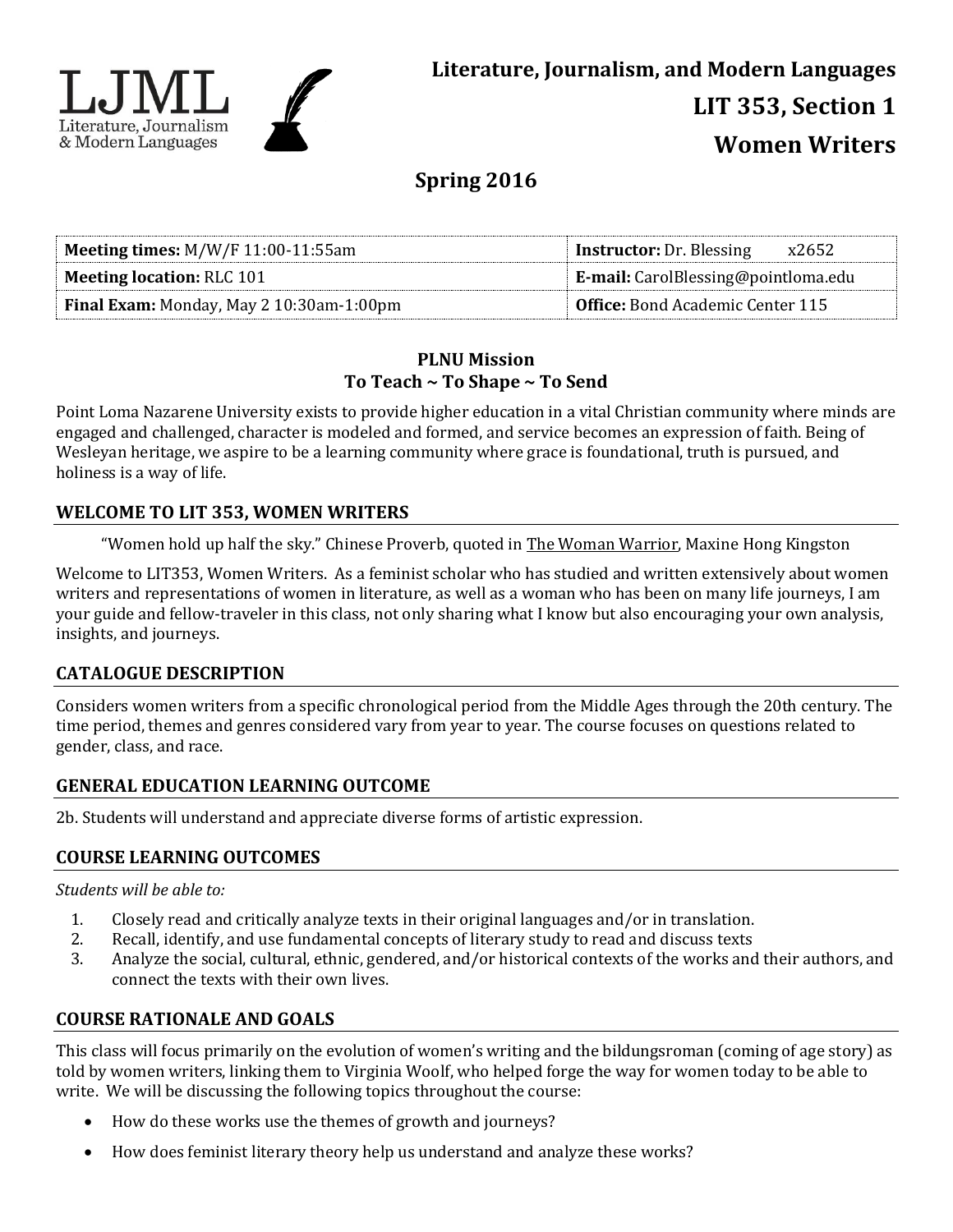LJML
Literature, Journalism & Modern Languages

# Literature, Journalism, and Modern Languages

# LIT 353, Section 1

# Women Writers

## Spring 2016

| **Meeting times:** M/W/F 11:00-11:55am | **Instructor:** Dr. Blessing x2652 |
|---|---|
| **Meeting location:** RLC 101 | **E-mail:** CarolBlessing@pointloma.edu |
| **Final Exam:** Monday, May 2 10:30am-1:00pm | **Office:** Bond Academic Center 115 |

**PLNU Mission**
**To Teach ~ To Shape ~ To Send**

Point Loma Nazarene University exists to provide higher education in a vital Christian community where minds are engaged and challenged, character is modeled and formed, and service becomes an expression of faith. Being of Wesleyan heritage, we aspire to be a learning community where grace is foundational, truth is pursued, and holiness is a way of life.

## WELCOME TO LIT 353, WOMEN WRITERS

"Women hold up half the sky." Chinese Proverb, quoted in The Woman Warrior, Maxine Hong Kingston

Welcome to LIT353, Women Writers. As a feminist scholar who has studied and written extensively about women writers and representations of women in literature, as well as a woman who has been on many life journeys, I am your guide and fellow-traveler in this class, not only sharing what I know but also encouraging your own analysis, insights, and journeys.

## CATALOGUE DESCRIPTION

Considers women writers from a specific chronological period from the Middle Ages through the 20th century. The time period, themes and genres considered vary from year to year. The course focuses on questions related to gender, class, and race.

## GENERAL EDUCATION LEARNING OUTCOME

2b. Students will understand and appreciate diverse forms of artistic expression.

## COURSE LEARNING OUTCOMES

*Students will be able to:*

1. Closely read and critically analyze texts in their original languages and/or in translation.
2. Recall, identify, and use fundamental concepts of literary study to read and discuss texts
3. Analyze the social, cultural, ethnic, gendered, and/or historical contexts of the works and their authors, and connect the texts with their own lives.

## COURSE RATIONALE AND GOALS

This class will focus primarily on the evolution of women's writing and the bildungsroman (coming of age story) as told by women writers, linking them to Virginia Woolf, who helped forge the way for women today to be able to write. We will be discussing the following topics throughout the course:

- How do these works use the themes of growth and journeys?
- How does feminist literary theory help us understand and analyze these works?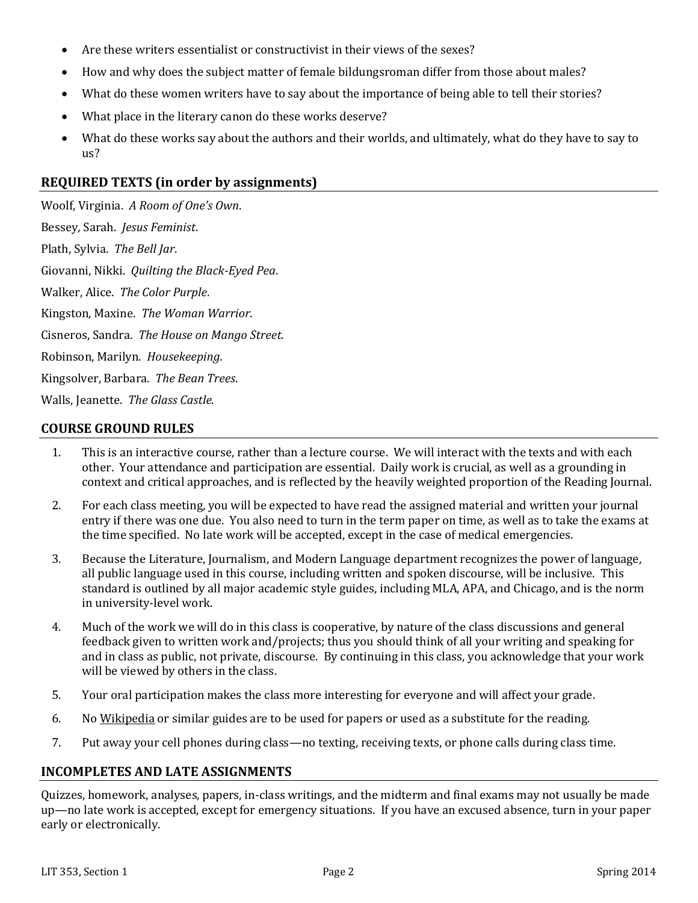- Are these writers essentialist or constructivist in their views of the sexes?
- How and why does the subject matter of female bildungsroman differ from those about males?
- What do these women writers have to say about the importance of being able to tell their stories?
- What place in the literary canon do these works deserve?
- What do these works say about the authors and their worlds, and ultimately, what do they have to say to us?

## REQUIRED TEXTS (in order by assignments)

Woolf, Virginia. *A Room of One's Own*.

Bessey, Sarah. *Jesus Feminist*.

Plath, Sylvia. *The Bell Jar*.

Giovanni, Nikki. *Quilting the Black-Eyed Pea*.

Walker, Alice. *The Color Purple*.

Kingston, Maxine. *The Woman Warrior*.

Cisneros, Sandra. *The House on Mango Street*.

Robinson, Marilyn. *Housekeeping*.

Kingsolver, Barbara. *The Bean Trees*.

Walls, Jeanette. *The Glass Castle*.

## COURSE GROUND RULES

1. This is an interactive course, rather than a lecture course. We will interact with the texts and with each other. Your attendance and participation are essential. Daily work is crucial, as well as a grounding in context and critical approaches, and is reflected by the heavily weighted proportion of the Reading Journal.
2. For each class meeting, you will be expected to have read the assigned material and written your journal entry if there was one due. You also need to turn in the term paper on time, as well as to take the exams at the time specified. No late work will be accepted, except in the case of medical emergencies.
3. Because the Literature, Journalism, and Modern Language department recognizes the power of language, all public language used in this course, including written and spoken discourse, will be inclusive. This standard is outlined by all major academic style guides, including MLA, APA, and Chicago, and is the norm in university-level work.
4. Much of the work we will do in this class is cooperative, by nature of the class discussions and general feedback given to written work and/projects; thus you should think of all your writing and speaking for and in class as public, not private, discourse. By continuing in this class, you acknowledge that your work will be viewed by others in the class.
5. Your oral participation makes the class more interesting for everyone and will affect your grade.
6. No Wikipedia or similar guides are to be used for papers or used as a substitute for the reading.
7. Put away your cell phones during class—no texting, receiving texts, or phone calls during class time.

## INCOMPLETES AND LATE ASSIGNMENTS

Quizzes, homework, analyses, papers, in-class writings, and the midterm and final exams may not usually be made up—no late work is accepted, except for emergency situations. If you have an excused absence, turn in your paper early or electronically.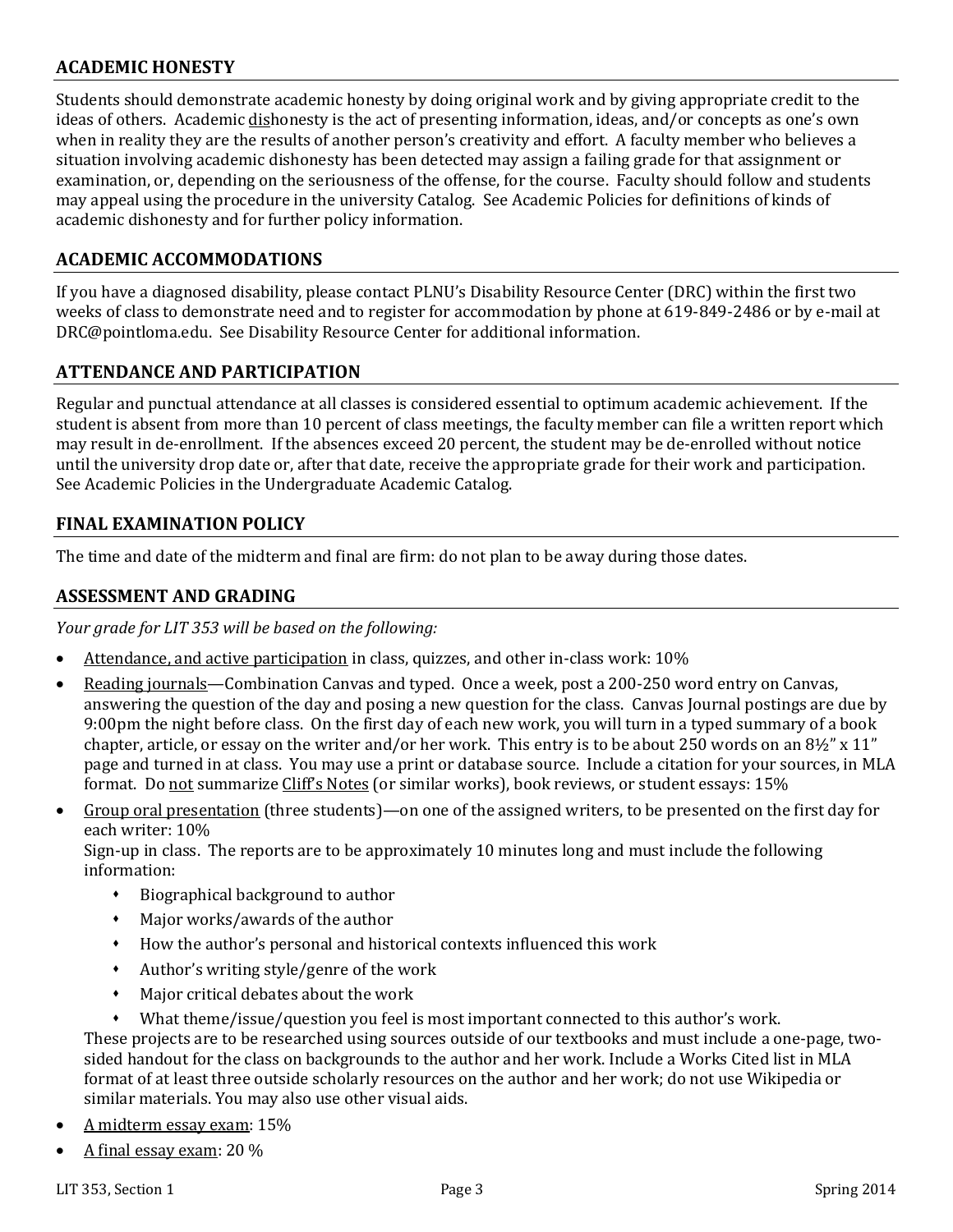## ACADEMIC HONESTY

Students should demonstrate academic honesty by doing original work and by giving appropriate credit to the ideas of others. Academic <u>dis</u>honesty is the act of presenting information, ideas, and/or concepts as one's own when in reality they are the results of another person's creativity and effort. A faculty member who believes a situation involving academic dishonesty has been detected may assign a failing grade for that assignment or examination, or, depending on the seriousness of the offense, for the course. Faculty should follow and students may appeal using the procedure in the university Catalog. See Academic Policies for definitions of kinds of academic dishonesty and for further policy information.

## ACADEMIC ACCOMMODATIONS

If you have a diagnosed disability, please contact PLNU's Disability Resource Center (DRC) within the first two weeks of class to demonstrate need and to register for accommodation by phone at 619-849-2486 or by e-mail at DRC@pointloma.edu. See Disability Resource Center for additional information.

## ATTENDANCE AND PARTICIPATION

Regular and punctual attendance at all classes is considered essential to optimum academic achievement. If the student is absent from more than 10 percent of class meetings, the faculty member can file a written report which may result in de-enrollment. If the absences exceed 20 percent, the student may be de-enrolled without notice until the university drop date or, after that date, receive the appropriate grade for their work and participation. See Academic Policies in the Undergraduate Academic Catalog.

## FINAL EXAMINATION POLICY

The time and date of the midterm and final are firm: do not plan to be away during those dates.

## ASSESSMENT AND GRADING

*Your grade for LIT 353 will be based on the following:*

- <u>Attendance, and active participation</u> in class, quizzes, and other in-class work: 10%
- <u>Reading journals</u>—Combination Canvas and typed. Once a week, post a 200-250 word entry on Canvas, answering the question of the day and posing a new question for the class. Canvas Journal postings are due by 9:00pm the night before class. On the first day of each new work, you will turn in a typed summary of a book chapter, article, or essay on the writer and/or her work. This entry is to be about 250 words on an 8½" x 11" page and turned in at class. You may use a print or database source. Include a citation for your sources, in MLA format. Do <u>not</u> summarize <u>Cliff's Notes</u> (or similar works), book reviews, or student essays: 15%
- <u>Group oral presentation</u> (three students)—on one of the assigned writers, to be presented on the first day for each writer: 10%
  Sign-up in class. The reports are to be approximately 10 minutes long and must include the following information:
  - Biographical background to author
  - Major works/awards of the author
  - How the author's personal and historical contexts influenced this work
  - Author's writing style/genre of the work
  - Major critical debates about the work
  - What theme/issue/question you feel is most important connected to this author's work.

  These projects are to be researched using sources outside of our textbooks and must include a one-page, two-sided handout for the class on backgrounds to the author and her work. Include a Works Cited list in MLA format of at least three outside scholarly resources on the author and her work; do not use Wikipedia or similar materials. You may also use other visual aids.
- <u>A midterm essay exam</u>: 15%
- <u>A final essay exam</u>: 20 %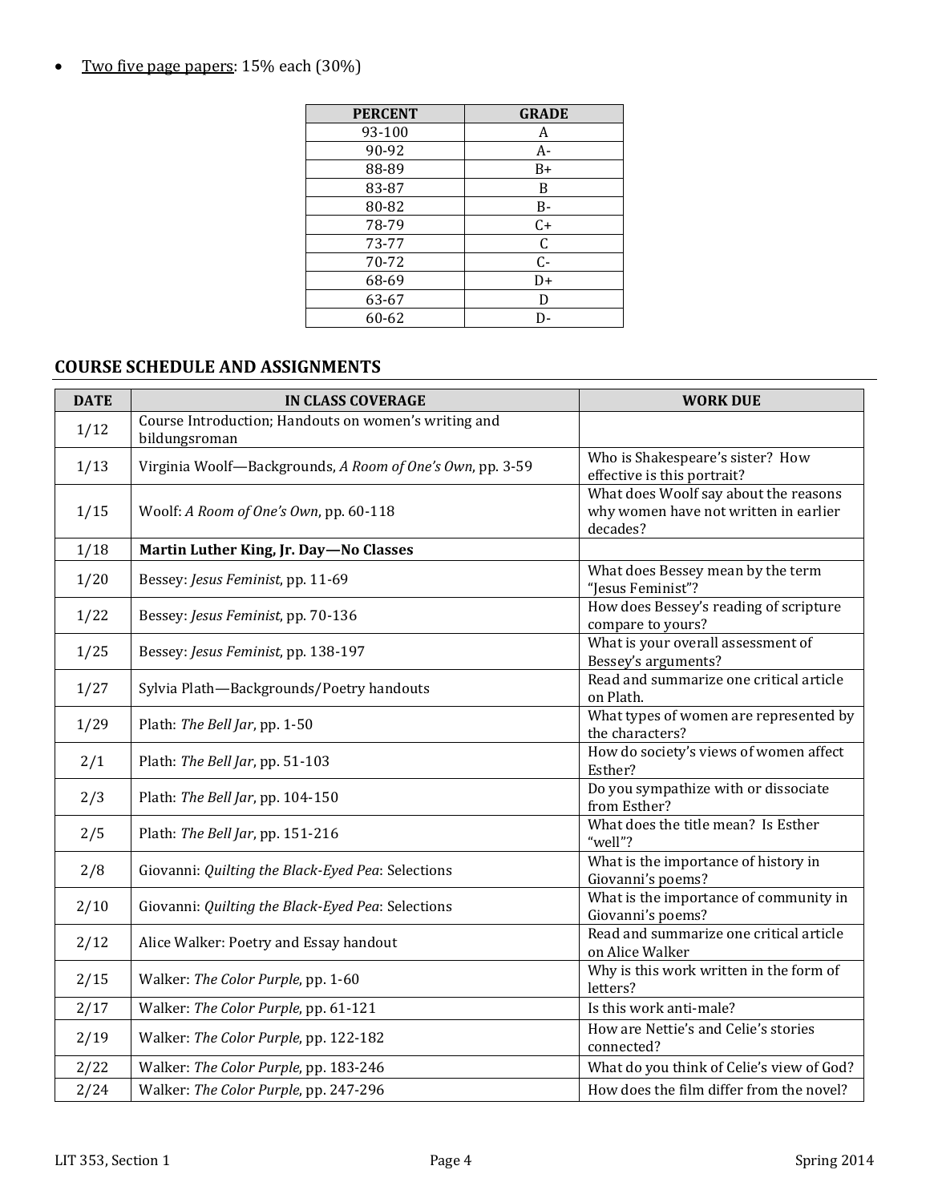- <u>Two five page papers</u>: 15% each (30%)

| PERCENT | GRADE |
|---|---|
| 93-100 | A |
| 90-92 | A- |
| 88-89 | B+ |
| 83-87 | B |
| 80-82 | B- |
| 78-79 | C+ |
| 73-77 | C |
| 70-72 | C- |
| 68-69 | D+ |
| 63-67 | D |
| 60-62 | D- |

## COURSE SCHEDULE AND ASSIGNMENTS

| DATE | IN CLASS COVERAGE | WORK DUE |
|---|---|---|
| 1/12 | Course Introduction; Handouts on women's writing and bildungsroman | |
| 1/13 | Virginia Woolf—Backgrounds, *A Room of One's Own*, pp. 3-59 | Who is Shakespeare's sister? How effective is this portrait? |
| 1/15 | Woolf: *A Room of One's Own*, pp. 60-118 | What does Woolf say about the reasons why women have not written in earlier decades? |
| 1/18 | **Martin Luther King, Jr. Day—No Classes** | |
| 1/20 | Bessey: *Jesus Feminist*, pp. 11-69 | What does Bessey mean by the term "Jesus Feminist"? |
| 1/22 | Bessey: *Jesus Feminist*, pp. 70-136 | How does Bessey's reading of scripture compare to yours? |
| 1/25 | Bessey: *Jesus Feminist*, pp. 138-197 | What is your overall assessment of Bessey's arguments? |
| 1/27 | Sylvia Plath—Backgrounds/Poetry handouts | Read and summarize one critical article on Plath. |
| 1/29 | Plath: *The Bell Jar*, pp. 1-50 | What types of women are represented by the characters? |
| 2/1 | Plath: *The Bell Jar*, pp. 51-103 | How do society's views of women affect Esther? |
| 2/3 | Plath: *The Bell Jar*, pp. 104-150 | Do you sympathize with or dissociate from Esther? |
| 2/5 | Plath: *The Bell Jar*, pp. 151-216 | What does the title mean? Is Esther "well"? |
| 2/8 | Giovanni: *Quilting the Black-Eyed Pea*: Selections | What is the importance of history in Giovanni's poems? |
| 2/10 | Giovanni: *Quilting the Black-Eyed Pea*: Selections | What is the importance of community in Giovanni's poems? |
| 2/12 | Alice Walker: Poetry and Essay handout | Read and summarize one critical article on Alice Walker |
| 2/15 | Walker: *The Color Purple*, pp. 1-60 | Why is this work written in the form of letters? |
| 2/17 | Walker: *The Color Purple*, pp. 61-121 | Is this work anti-male? |
| 2/19 | Walker: *The Color Purple*, pp. 122-182 | How are Nettie's and Celie's stories connected? |
| 2/22 | Walker: *The Color Purple*, pp. 183-246 | What do you think of Celie's view of God? |
| 2/24 | Walker: *The Color Purple*, pp. 247-296 | How does the film differ from the novel? |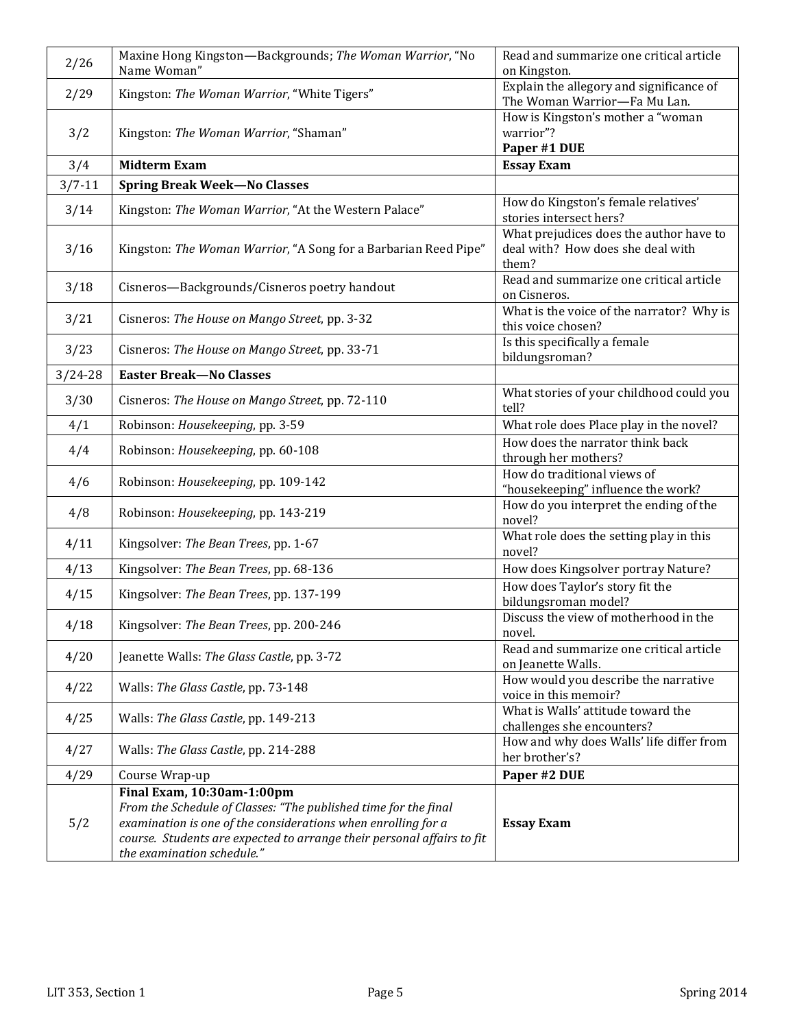| | | |
|---|---|---|
| 2/26 | Maxine Hong Kingston—Backgrounds; *The Woman Warrior*, "No Name Woman" | Read and summarize one critical article on Kingston. |
| 2/29 | Kingston: *The Woman Warrior*, "White Tigers" | Explain the allegory and significance of The Woman Warrior—Fa Mu Lan. |
| 3/2 | Kingston: *The Woman Warrior*, "Shaman" | How is Kingston's mother a "woman warrior"? **Paper #1 DUE** |
| 3/4 | **Midterm Exam** | **Essay Exam** |
| 3/7-11 | **Spring Break Week—No Classes** | |
| 3/14 | Kingston: *The Woman Warrior*, "At the Western Palace" | How do Kingston's female relatives' stories intersect hers? |
| 3/16 | Kingston: *The Woman Warrior*, "A Song for a Barbarian Reed Pipe" | What prejudices does the author have to deal with? How does she deal with them? |
| 3/18 | Cisneros—Backgrounds/Cisneros poetry handout | Read and summarize one critical article on Cisneros. |
| 3/21 | Cisneros: *The House on Mango Street*, pp. 3-32 | What is the voice of the narrator? Why is this voice chosen? |
| 3/23 | Cisneros: *The House on Mango Street*, pp. 33-71 | Is this specifically a female bildungsroman? |
| 3/24-28 | **Easter Break—No Classes** | |
| 3/30 | Cisneros: *The House on Mango Street*, pp. 72-110 | What stories of your childhood could you tell? |
| 4/1 | Robinson: *Housekeeping*, pp. 3-59 | What role does Place play in the novel? |
| 4/4 | Robinson: *Housekeeping*, pp. 60-108 | How does the narrator think back through her mothers? |
| 4/6 | Robinson: *Housekeeping*, pp. 109-142 | How do traditional views of "housekeeping" influence the work? |
| 4/8 | Robinson: *Housekeeping*, pp. 143-219 | How do you interpret the ending of the novel? |
| 4/11 | Kingsolver: *The Bean Trees*, pp. 1-67 | What role does the setting play in this novel? |
| 4/13 | Kingsolver: *The Bean Trees*, pp. 68-136 | How does Kingsolver portray Nature? |
| 4/15 | Kingsolver: *The Bean Trees*, pp. 137-199 | How does Taylor's story fit the bildungsroman model? |
| 4/18 | Kingsolver: *The Bean Trees*, pp. 200-246 | Discuss the view of motherhood in the novel. |
| 4/20 | Jeanette Walls: *The Glass Castle*, pp. 3-72 | Read and summarize one critical article on Jeanette Walls. |
| 4/22 | Walls: *The Glass Castle*, pp. 73-148 | How would you describe the narrative voice in this memoir? |
| 4/25 | Walls: *The Glass Castle*, pp. 149-213 | What is Walls' attitude toward the challenges she encounters? |
| 4/27 | Walls: *The Glass Castle*, pp. 214-288 | How and why does Walls' life differ from her brother's? |
| 4/29 | Course Wrap-up | **Paper #2 DUE** |
| 5/2 | **Final Exam, 10:30am-1:00pm** *From the Schedule of Classes: "The published time for the final examination is one of the considerations when enrolling for a course. Students are expected to arrange their personal affairs to fit the examination schedule."* | **Essay Exam** |